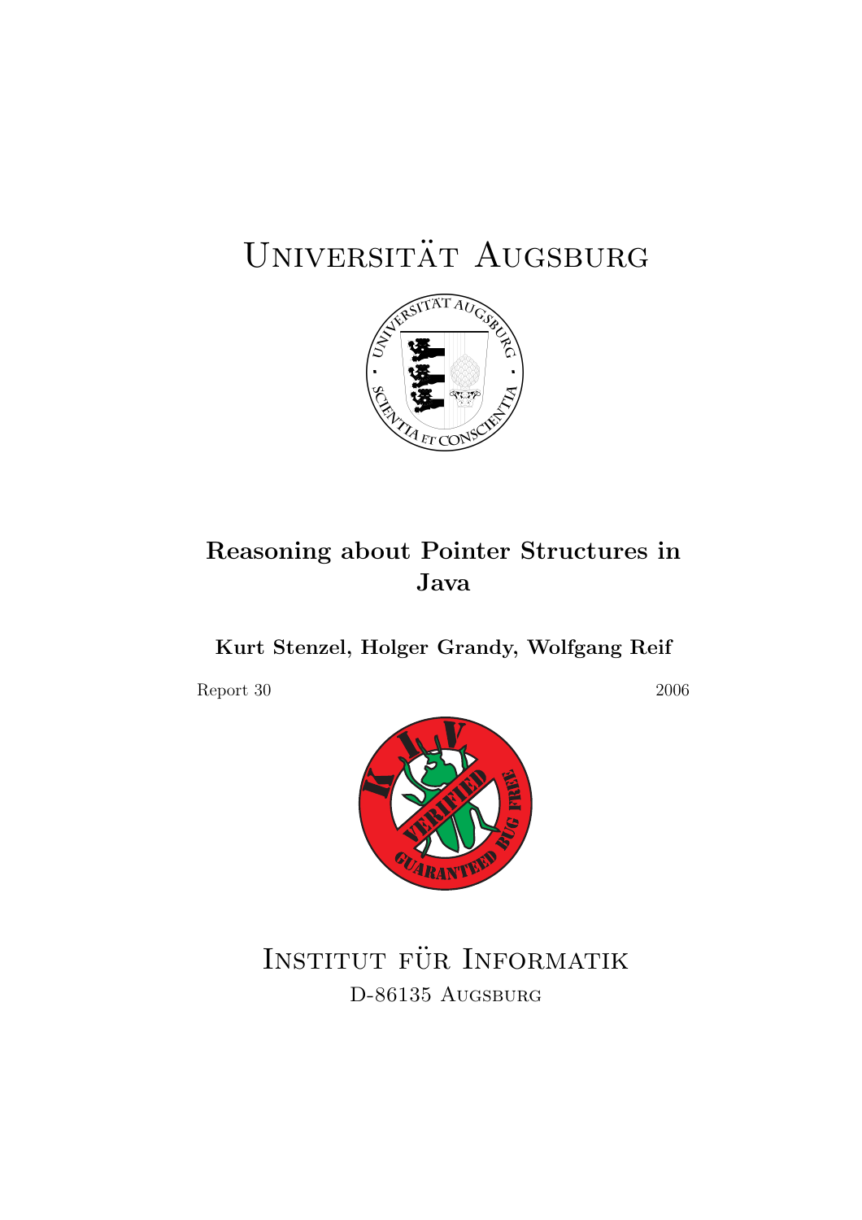# Universität Augsburg

## Reasoning about Pointer Structures in Java

**Kurt Stenzel, Holger Grandy, Wolfgang Reif**

Report 30 2006

# Institut für Informatik

D-86135 Augsburg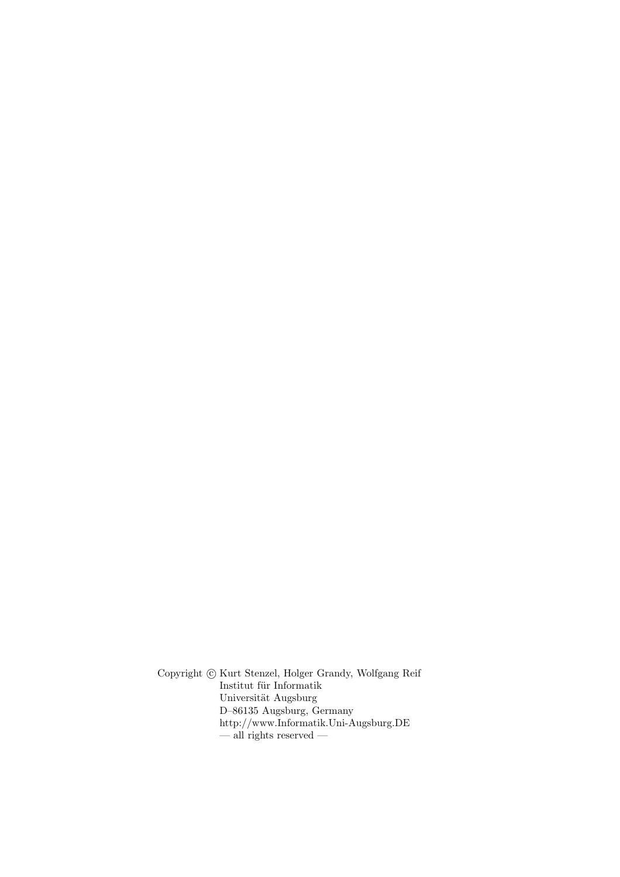Copyright © Kurt Stenzel, Holger Grandy, Wolfgang Reif
Institut für Informatik
Universität Augsburg
D–86135 Augsburg, Germany
http://www.Informatik.Uni-Augsburg.DE
— all rights reserved —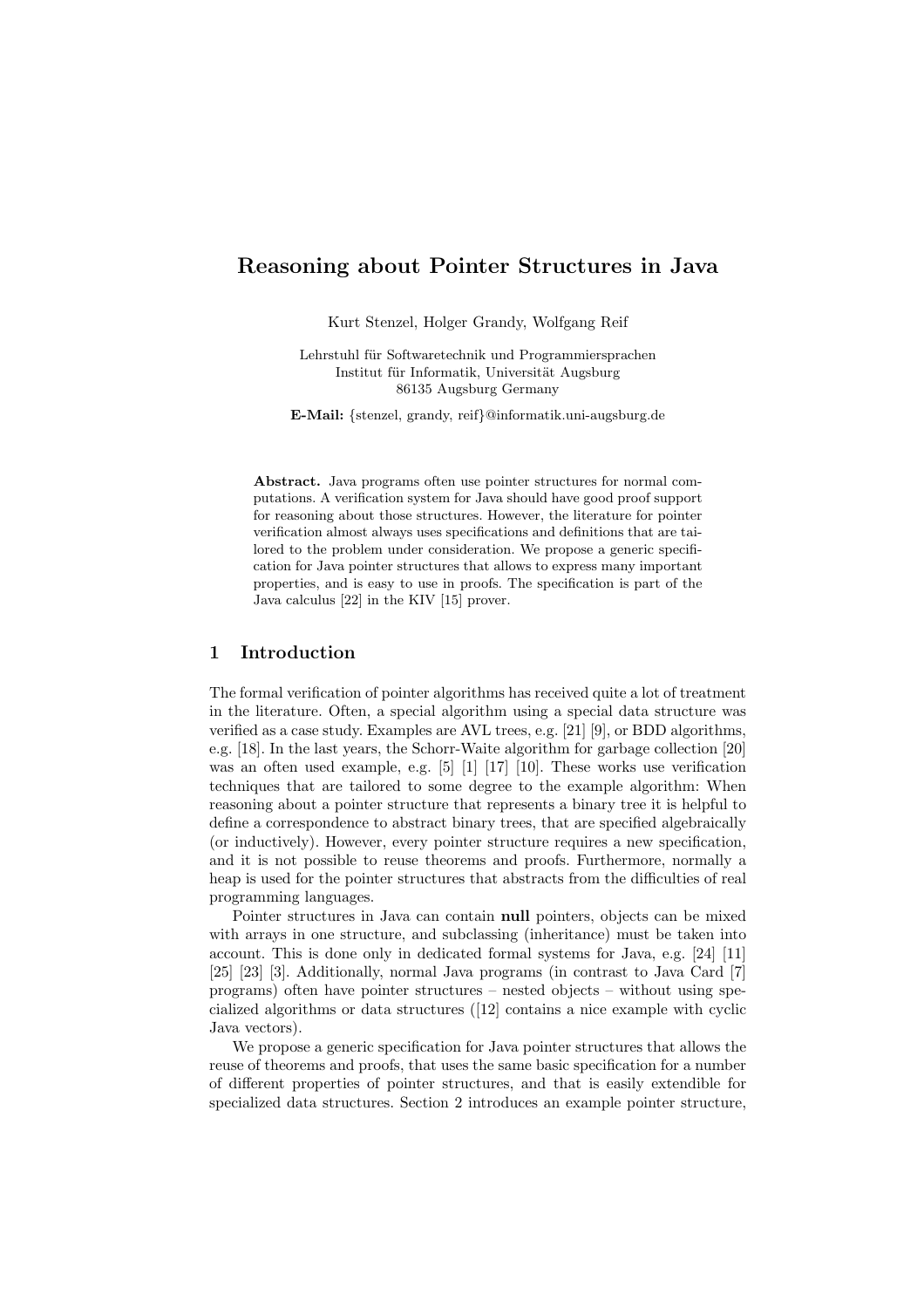// Reasoning about Pointer Structures in Java

Kurt Stenzel, Holger Grandy, Wolfgang Reif

Lehrstuhl für Softwaretechnik und Programmiersprachen
Institut für Informatik, Universität Augsburg
86135 Augsburg Germany

**E-Mail:** {stenzel, grandy, reif}@informatik.uni-augsburg.de

**Abstract.** Java programs often use pointer structures for normal computations. A verification system for Java should have good proof support for reasoning about those structures. However, the literature for pointer verification almost always uses specifications and definitions that are tailored to the problem under consideration. We propose a generic specification for Java pointer structures that allows to express many important properties, and is easy to use in proofs. The specification is part of the Java calculus [22] in the KIV [15] prover.

## 1 Introduction

The formal verification of pointer algorithms has received quite a lot of treatment in the literature. Often, a special algorithm using a special data structure was verified as a case study. Examples are AVL trees, e.g. [21] [9], or BDD algorithms, e.g. [18]. In the last years, the Schorr-Waite algorithm for garbage collection [20] was an often used example, e.g. [5] [1] [17] [10]. These works use verification techniques that are tailored to some degree to the example algorithm: When reasoning about a pointer structure that represents a binary tree it is helpful to define a correspondence to abstract binary trees, that are specified algebraically (or inductively). However, every pointer structure requires a new specification, and it is not possible to reuse theorems and proofs. Furthermore, normally a heap is used for the pointer structures that abstracts from the difficulties of real programming languages.

Pointer structures in Java can contain **null** pointers, objects can be mixed with arrays in one structure, and subclassing (inheritance) must be taken into account. This is done only in dedicated formal systems for Java, e.g. [24] [11] [25] [23] [3]. Additionally, normal Java programs (in contrast to Java Card [7] programs) often have pointer structures – nested objects – without using specialized algorithms or data structures ([12] contains a nice example with cyclic Java vectors).

We propose a generic specification for Java pointer structures that allows the reuse of theorems and proofs, that uses the same basic specification for a number of different properties of pointer structures, and that is easily extendible for specialized data structures. Section 2 introduces an example pointer structure,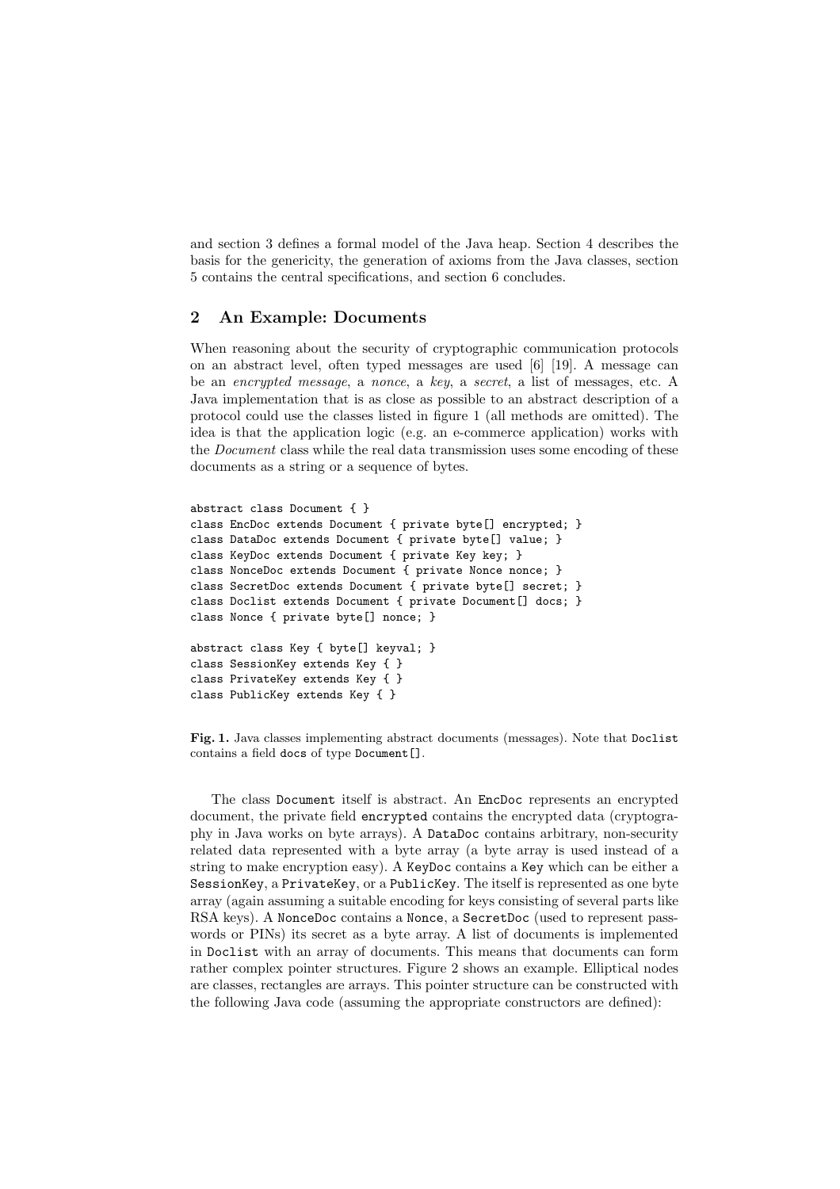and section 3 defines a formal model of the Java heap. Section 4 describes the basis for the genericity, the generation of axioms from the Java classes, section 5 contains the central specifications, and section 6 concludes.

## 2 An Example: Documents

When reasoning about the security of cryptographic communication protocols on an abstract level, often typed messages are used [6] [19]. A message can be an *encrypted message*, a *nonce*, a *key*, a *secret*, a list of messages, etc. A Java implementation that is as close as possible to an abstract description of a protocol could use the classes listed in figure 1 (all methods are omitted). The idea is that the application logic (e.g. an e-commerce application) works with the *Document* class while the real data transmission uses some encoding of these documents as a string or a sequence of bytes.

```
abstract class Document { }
class EncDoc extends Document { private byte[] encrypted; }
class DataDoc extends Document { private byte[] value; }
class KeyDoc extends Document { private Key key; }
class NonceDoc extends Document { private Nonce nonce; }
class SecretDoc extends Document { private byte[] secret; }
class Doclist extends Document { private Document[] docs; }
class Nonce { private byte[] nonce; }

abstract class Key { byte[] keyval; }
class SessionKey extends Key { }
class PrivateKey extends Key { }
class PublicKey extends Key { }
```

**Fig. 1.** Java classes implementing abstract documents (messages). Note that `Doclist` contains a field `docs` of type `Document[]`.

The class `Document` itself is abstract. An `EncDoc` represents an encrypted document, the private field `encrypted` contains the encrypted data (cryptography in Java works on byte arrays). A `DataDoc` contains arbitrary, non-security related data represented with a byte array (a byte array is used instead of a string to make encryption easy). A `KeyDoc` contains a `Key` which can be either a `SessionKey`, a `PrivateKey`, or a `PublicKey`. The itself is represented as one byte array (again assuming a suitable encoding for keys consisting of several parts like RSA keys). A `NonceDoc` contains a `Nonce`, a `SecretDoc` (used to represent passwords or PINs) its secret as a byte array. A list of documents is implemented in `Doclist` with an array of documents. This means that documents can form rather complex pointer structures. Figure 2 shows an example. Elliptical nodes are classes, rectangles are arrays. This pointer structure can be constructed with the following Java code (assuming the appropriate constructors are defined):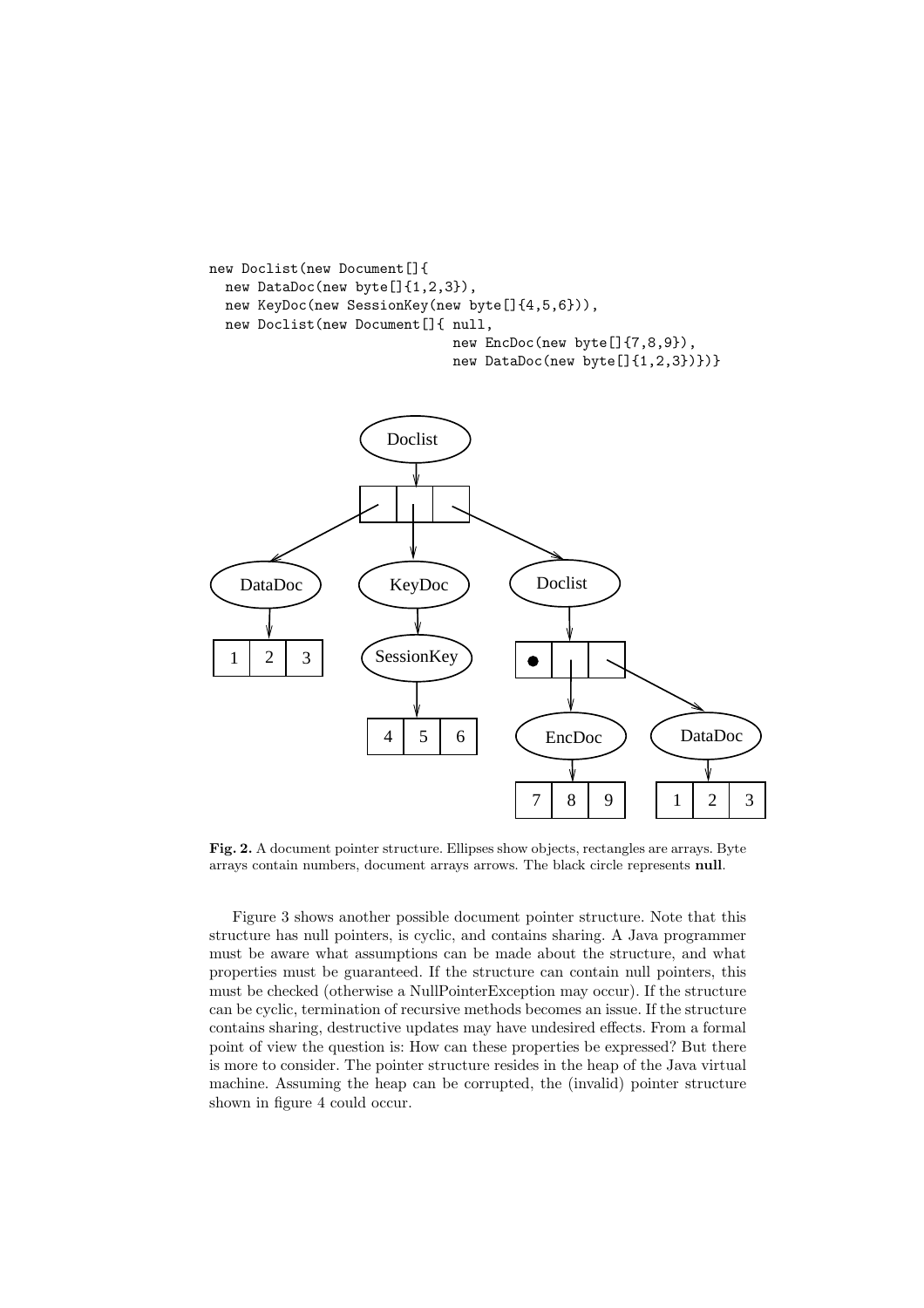```
new Doclist(new Document[]{
  new DataDoc(new byte[]{1,2,3}),
  new KeyDoc(new SessionKey(new byte[]{4,5,6})),
  new Doclist(new Document[]{ null,
                              new EncDoc(new byte[]{7,8,9}),
                              new DataDoc(new byte[]{1,2,3})})}
```

**Fig. 2.** A document pointer structure. Ellipses show objects, rectangles are arrays. Byte arrays contain numbers, document arrays arrows. The black circle represents **null**.

Figure 3 shows another possible document pointer structure. Note that this structure has null pointers, is cyclic, and contains sharing. A Java programmer must be aware what assumptions can be made about the structure, and what properties must be guaranteed. If the structure can contain null pointers, this must be checked (otherwise a NullPointerException may occur). If the structure can be cyclic, termination of recursive methods becomes an issue. If the structure contains sharing, destructive updates may have undesired effects. From a formal point of view the question is: How can these properties be expressed? But there is more to consider. The pointer structure resides in the heap of the Java virtual machine. Assuming the heap can be corrupted, the (invalid) pointer structure shown in figure 4 could occur.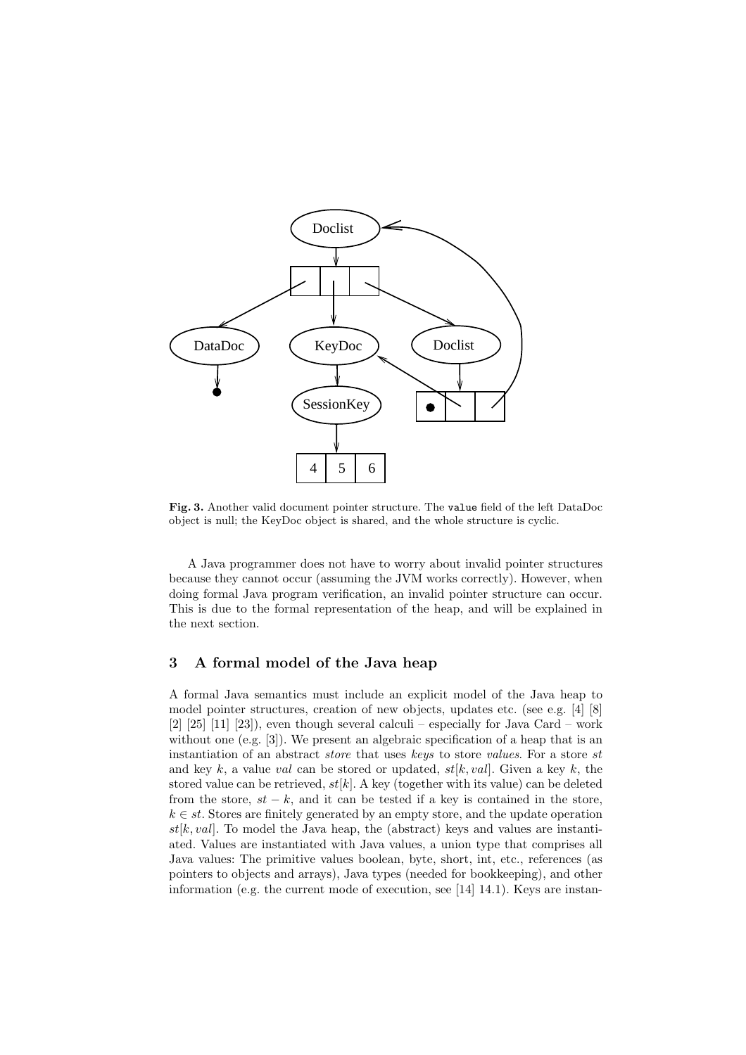**Fig. 3.** Another valid document pointer structure. The `value` field of the left DataDoc object is null; the KeyDoc object is shared, and the whole structure is cyclic.

A Java programmer does not have to worry about invalid pointer structures because they cannot occur (assuming the JVM works correctly). However, when doing formal Java program verification, an invalid pointer structure can occur. This is due to the formal representation of the heap, and will be explained in the next section.

## 3 A formal model of the Java heap

A formal Java semantics must include an explicit model of the Java heap to model pointer structures, creation of new objects, updates etc. (see e.g. [4] [8] [2] [25] [11] [23]), even though several calculi – especially for Java Card – work without one (e.g. [3]). We present an algebraic specification of a heap that is an instantiation of an abstract *store* that uses *keys* to store *values*. For a store $st$ and key $k$, a value $val$ can be stored or updated, $st[k, val]$. Given a key $k$, the stored value can be retrieved, $st[k]$. A key (together with its value) can be deleted from the store, $st - k$, and it can be tested if a key is contained in the store, $k \in st$. Stores are finitely generated by an empty store, and the update operation $st[k, val]$. To model the Java heap, the (abstract) keys and values are instantiated. Values are instantiated with Java values, a union type that comprises all Java values: The primitive values boolean, byte, short, int, etc., references (as pointers to objects and arrays), Java types (needed for bookkeeping), and other information (e.g. the current mode of execution, see [14] 14.1). Keys are instan-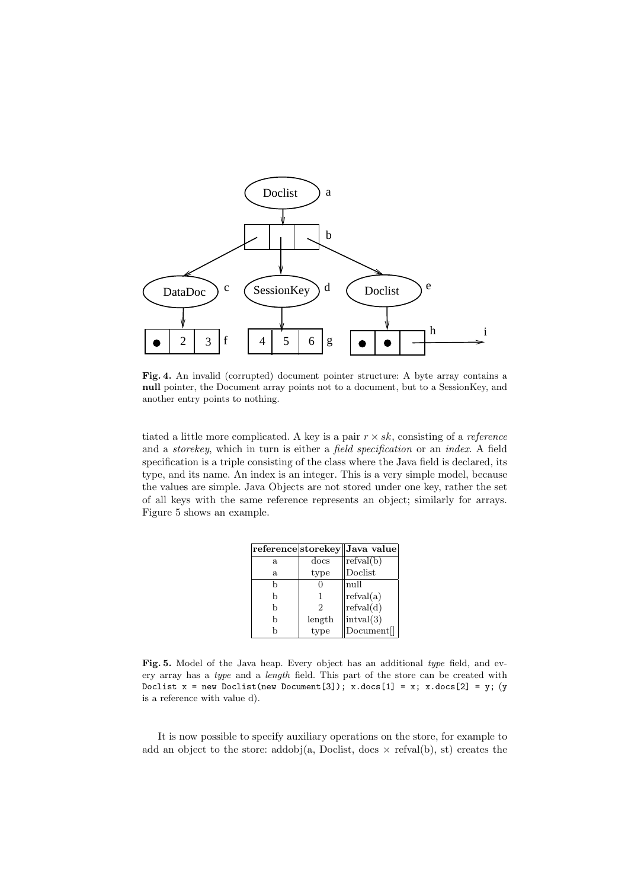**Fig. 4.** An invalid (corrupted) document pointer structure: A byte array contains a **null** pointer, the Document array points not to a document, but to a SessionKey, and another entry points to nothing.

tiated a little more complicated. A key is a pair $r \times sk$, consisting of a *reference* and a *storekey*, which in turn is either a *field specification* or an *index*. A field specification is a triple consisting of the class where the Java field is declared, its type, and its name. An index is an integer. This is a very simple model, because the values are simple. Java Objects are not stored under one key, rather the set of all keys with the same reference represents an object; similarly for arrays. Figure 5 shows an example.

| reference | storekey | Java value |
|---|---|---|
| a | docs | refval(b) |
| a | type | Doclist |
| b | 0 | null |
| b | 1 | refval(a) |
| b | 2 | refval(d) |
| b | length | intval(3) |
| b | type | Document[] |

**Fig. 5.** Model of the Java heap. Every object has an additional *type* field, and every array has a *type* and a *length* field. This part of the store can be created with `Doclist x = new Doclist(new Document[3]); x.docs[1] = x; x.docs[2] = y;` (y is a reference with value d).

It is now possible to specify auxiliary operations on the store, for example to add an object to the store: addobj(a, Doclist, docs $\times$ refval(b), st) creates the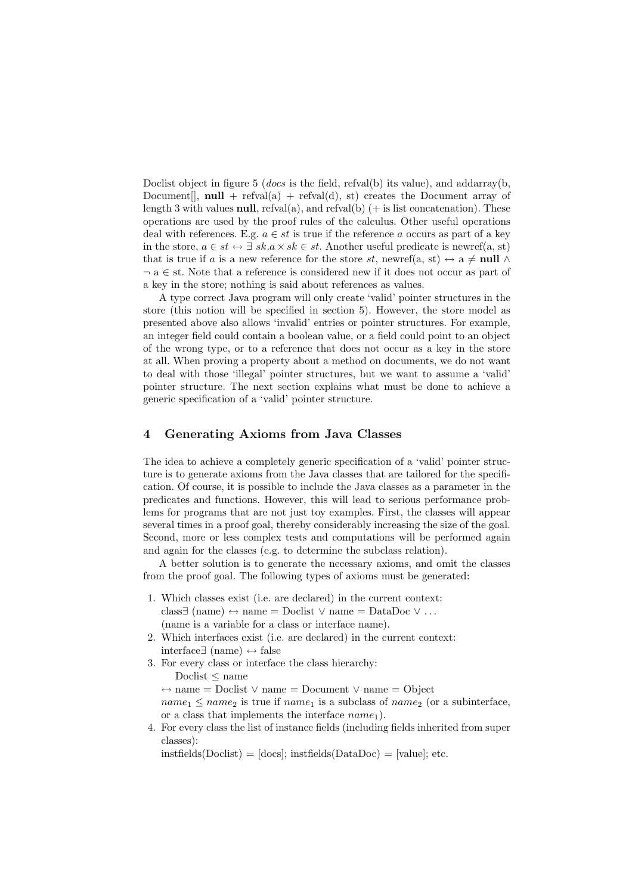Doclist object in figure 5 (*docs* is the field, refval(b) its value), and addarray(b, Document[], **null** + refval(a) + refval(d), st) creates the Document array of length 3 with values **null**, refval(a), and refval(b) (+ is list concatenation). These operations are used by the proof rules of the calculus. Other useful operations deal with references. E.g. $a \in st$ is true if the reference $a$ occurs as part of a key in the store, $a \in st \leftrightarrow \exists\ sk.a \times sk \in st$. Another useful predicate is newref(a, st) that is true if $a$ is a new reference for the store $st$, newref(a, st) $\leftrightarrow$ a $\neq$ **null** $\wedge$ $\neg$ a $\in$ st. Note that a reference is considered new if it does not occur as part of a key in the store; nothing is said about references as values.

A type correct Java program will only create 'valid' pointer structures in the store (this notion will be specified in section 5). However, the store model as presented above also allows 'invalid' entries or pointer structures. For example, an integer field could contain a boolean value, or a field could point to an object of the wrong type, or to a reference that does not occur as a key in the store at all. When proving a property about a method on documents, we do not want to deal with those 'illegal' pointer structures, but we want to assume a 'valid' pointer structure. The next section explains what must be done to achieve a generic specification of a 'valid' pointer structure.

## 4 Generating Axioms from Java Classes

The idea to achieve a completely generic specification of a 'valid' pointer structure is to generate axioms from the Java classes that are tailored for the specification. Of course, it is possible to include the Java classes as a parameter in the predicates and functions. However, this will lead to serious performance problems for programs that are not just toy examples. First, the classes will appear several times in a proof goal, thereby considerably increasing the size of the goal. Second, more or less complex tests and computations will be performed again and again for the classes (e.g. to determine the subclass relation).

A better solution is to generate the necessary axioms, and omit the classes from the proof goal. The following types of axioms must be generated:

1. Which classes exist (i.e. are declared) in the current context:
   class∃ (name) $\leftrightarrow$ name = Doclist $\vee$ name = DataDoc $\vee$ ...
   (name is a variable for a class or interface name).
2. Which interfaces exist (i.e. are declared) in the current context:
   interface∃ (name) $\leftrightarrow$ false
3. For every class or interface the class hierarchy:
   Doclist $\leq$ name
   $\leftrightarrow$ name = Doclist $\vee$ name = Document $\vee$ name = Object
   $name_1 \leq name_2$ is true if $name_1$ is a subclass of $name_2$ (or a subinterface, or a class that implements the interface $name_1$).
4. For every class the list of instance fields (including fields inherited from super classes):
   instfields(Doclist) = [docs]; instfields(DataDoc) = [value]; etc.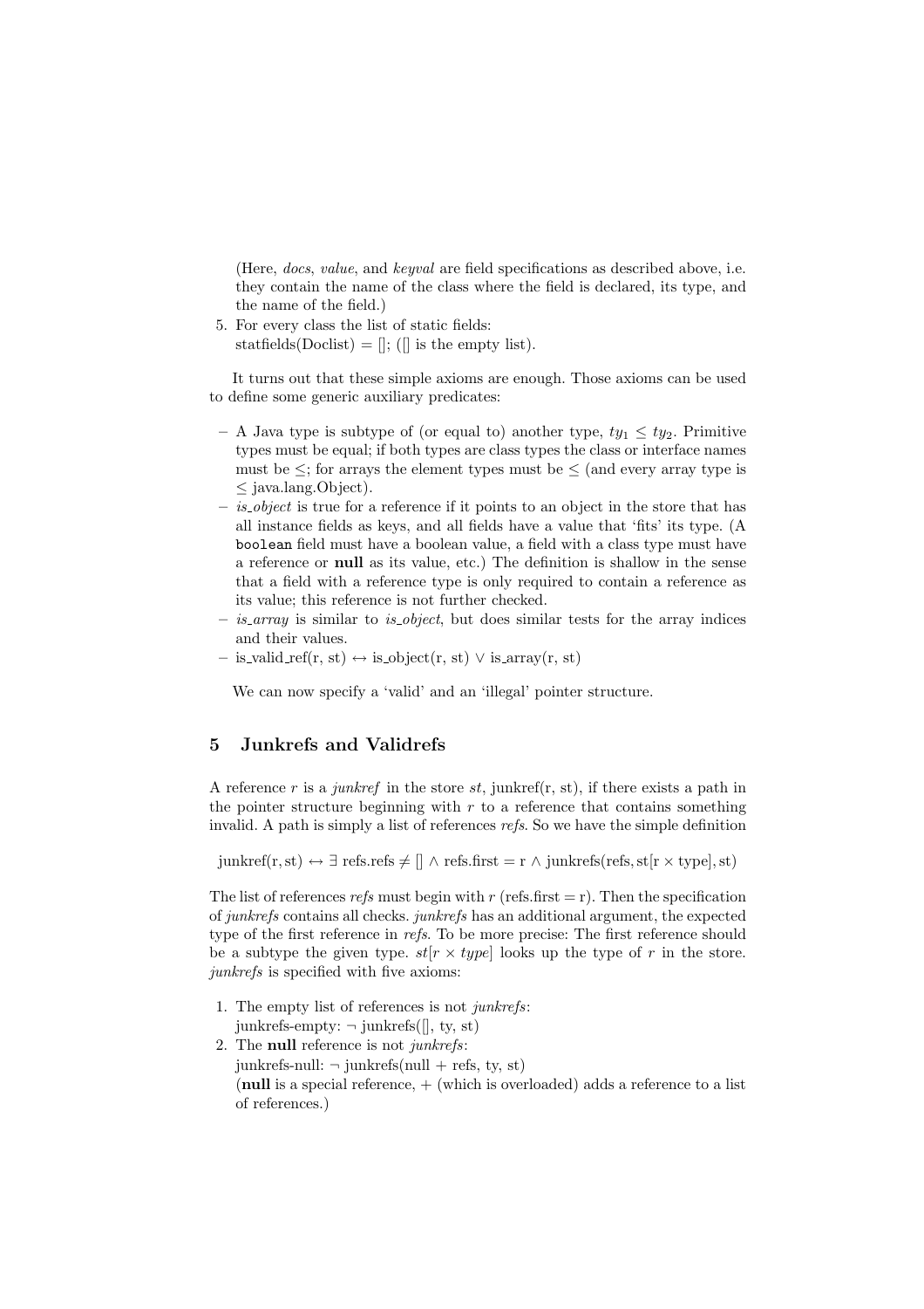(Here, *docs*, *value*, and *keyval* are field specifications as described above, i.e. they contain the name of the class where the field is declared, its type, and the name of the field.)

5. For every class the list of static fields:
   statfields(Doclist) = []; ([] is the empty list).

It turns out that these simple axioms are enough. Those axioms can be used to define some generic auxiliary predicates:

- A Java type is subtype of (or equal to) another type, $ty_1 \leq ty_2$. Primitive types must be equal; if both types are class types the class or interface names must be $\leq$; for arrays the element types must be $\leq$ (and every array type is $\leq$ java.lang.Object).
- *is_object* is true for a reference if it points to an object in the store that has all instance fields as keys, and all fields have a value that 'fits' its type. (A `boolean` field must have a boolean value, a field with a class type must have a reference or **null** as its value, etc.) The definition is shallow in the sense that a field with a reference type is only required to contain a reference as its value; this reference is not further checked.
- *is_array* is similar to *is_object*, but does similar tests for the array indices and their values.
- is_valid_ref(r, st) $\leftrightarrow$ is_object(r, st) $\vee$ is_array(r, st)

We can now specify a 'valid' and an 'illegal' pointer structure.

## 5 Junkrefs and Validrefs

A reference $r$ is a *junkref* in the store *st*, junkref(r, st), if there exists a path in the pointer structure beginning with $r$ to a reference that contains something invalid. A path is simply a list of references *refs*. So we have the simple definition

$$\text{junkref}(\text{r}, \text{st}) \leftrightarrow \exists \text{ refs.refs} \neq [] \wedge \text{refs.first} = \text{r} \wedge \text{junkrefs}(\text{refs}, \text{st}[\text{r} \times \text{type}], \text{st})$$

The list of references *refs* must begin with $r$ (refs.first = r). Then the specification of *junkrefs* contains all checks. *junkrefs* has an additional argument, the expected type of the first reference in *refs*. To be more precise: The first reference should be a subtype the given type. $st[r \times type]$ looks up the type of $r$ in the store. *junkrefs* is specified with five axioms:

1. The empty list of references is not *junkrefs*:
   junkrefs-empty: $\neg$ junkrefs([], ty, st)
2. The **null** reference is not *junkrefs*:
   junkrefs-null: $\neg$ junkrefs(null + refs, ty, st)
   (**null** is a special reference, + (which is overloaded) adds a reference to a list of references.)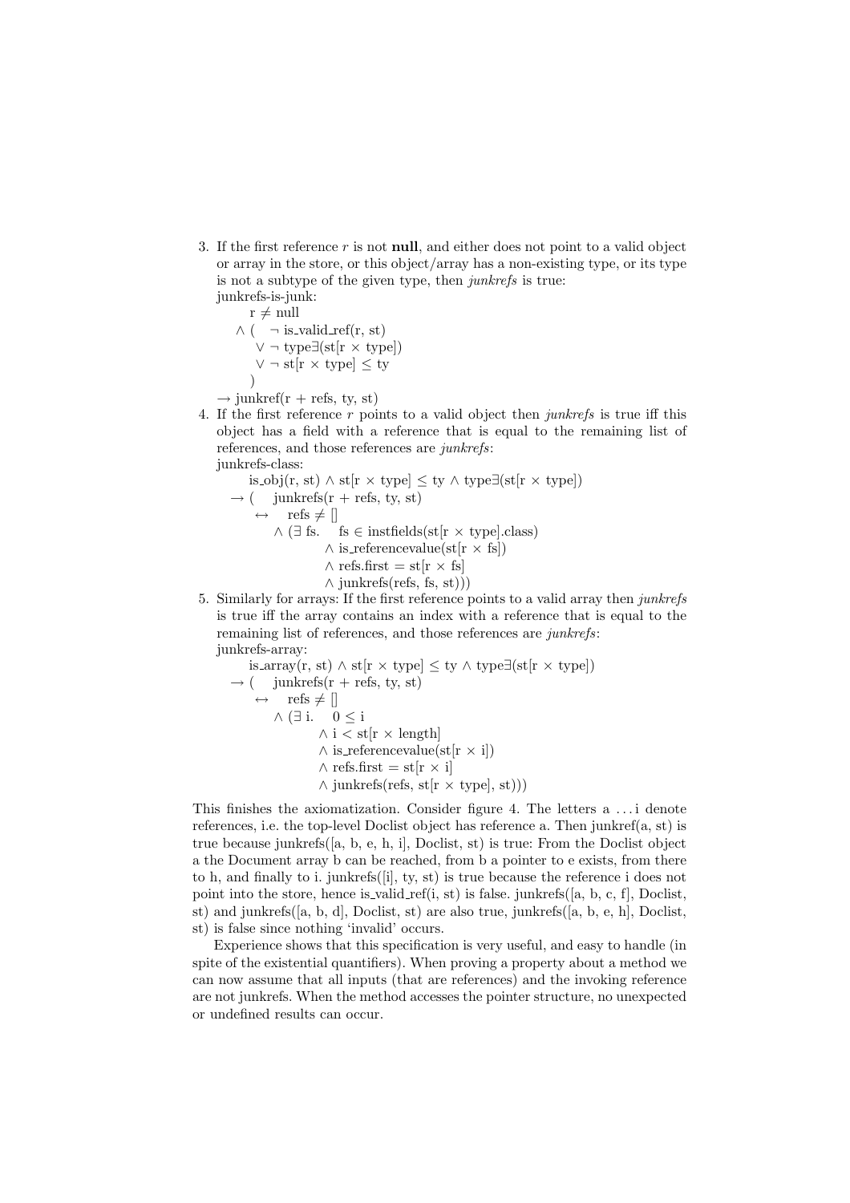3. If the first reference $r$ is not **null**, and either does not point to a valid object or array in the store, or this object/array has a non-existing type, or its type is not a subtype of the given type, then *junkrefs* is true:
   junkrefs-is-junk:

$$
\begin{aligned}
& \quad \mathrm{r} \neq \mathrm{null} \\
& \wedge ( \quad \neg\ \mathrm{is\_valid\_ref(r, st)} \\
& \quad \vee \neg\ \mathrm{type}\exists(\mathrm{st[r \times type]}) \\
& \quad \vee \neg\ \mathrm{st[r \times type]} \leq \mathrm{ty} \\
& \quad ) \\
& \rightarrow \mathrm{junkref(r + refs, ty, st)}
\end{aligned}
$$

4. If the first reference $r$ points to a valid object then *junkrefs* is true iff this object has a field with a reference that is equal to the remaining list of references, and those references are *junkrefs*:
   junkrefs-class:

$$
\begin{aligned}
& \quad \mathrm{is\_obj(r, st)} \wedge \mathrm{st[r \times type]} \leq \mathrm{ty} \wedge \mathrm{type}\exists(\mathrm{st[r \times type]}) \\
& \rightarrow ( \quad \mathrm{junkrefs(r + refs, ty, st)} \\
& \quad \leftrightarrow \quad \mathrm{refs} \neq [] \\
& \qquad \wedge (\exists\ \mathrm{fs.} \quad \mathrm{fs} \in \mathrm{instfields(st[r \times type].class)} \\
& \qquad\qquad \wedge\ \mathrm{is\_referencevalue(st[r \times fs])} \\
& \qquad\qquad \wedge\ \mathrm{refs.first = st[r \times fs]} \\
& \qquad\qquad \wedge\ \mathrm{junkrefs(refs, fs, st)))}
\end{aligned}
$$

5. Similarly for arrays: If the first reference points to a valid array then *junkrefs* is true iff the array contains an index with a reference that is equal to the remaining list of references, and those references are *junkrefs*:
   junkrefs-array:

$$
\begin{aligned}
& \quad \mathrm{is\_array(r, st)} \wedge \mathrm{st[r \times type]} \leq \mathrm{ty} \wedge \mathrm{type}\exists(\mathrm{st[r \times type]}) \\
& \rightarrow ( \quad \mathrm{junkrefs(r + refs, ty, st)} \\
& \quad \leftrightarrow \quad \mathrm{refs} \neq [] \\
& \qquad \wedge (\exists\ \mathrm{i.} \quad 0 \leq \mathrm{i} \\
& \qquad\qquad \wedge\ \mathrm{i} < \mathrm{st[r \times length]} \\
& \qquad\qquad \wedge\ \mathrm{is\_referencevalue(st[r \times i])} \\
& \qquad\qquad \wedge\ \mathrm{refs.first = st[r \times i]} \\
& \qquad\qquad \wedge\ \mathrm{junkrefs(refs, st[r \times type], st)))}
\end{aligned}
$$

This finishes the axiomatization. Consider figure 4. The letters a ... i denote references, i.e. the top-level Doclist object has reference a. Then junkref(a, st) is true because junkrefs([a, b, e, h, i], Doclist, st) is true: From the Doclist object a the Document array b can be reached, from b a pointer to e exists, from there to h, and finally to i. junkrefs([i], ty, st) is true because the reference i does not point into the store, hence is_valid_ref(i, st) is false. junkrefs([a, b, c, f], Doclist, st) and junkrefs([a, b, d], Doclist, st) are also true, junkrefs([a, b, e, h], Doclist, st) is false since nothing 'invalid' occurs.

Experience shows that this specification is very useful, and easy to handle (in spite of the existential quantifiers). When proving a property about a method we can now assume that all inputs (that are references) and the invoking reference are not junkrefs. When the method accesses the pointer structure, no unexpected or undefined results can occur.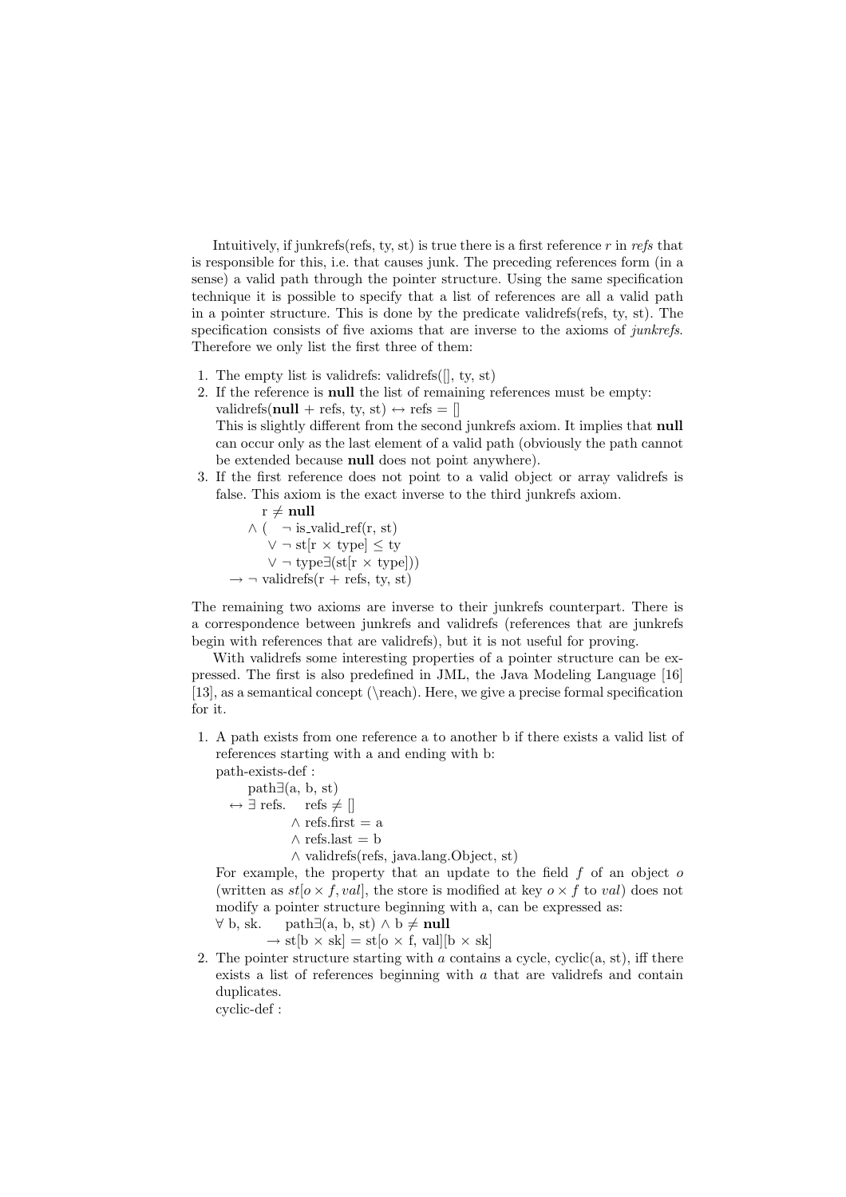Intuitively, if junkrefs(refs, ty, st) is true there is a first reference $r$ in *refs* that is responsible for this, i.e. that causes junk. The preceding references form (in a sense) a valid path through the pointer structure. Using the same specification technique it is possible to specify that a list of references are all a valid path in a pointer structure. This is done by the predicate validrefs(refs, ty, st). The specification consists of five axioms that are inverse to the axioms of *junkrefs*. Therefore we only list the first three of them:

1. The empty list is validrefs: validrefs([], ty, st)
2. If the reference is **null** the list of remaining references must be empty: validrefs(**null** + refs, ty, st) $\leftrightarrow$ refs = []
   This is slightly different from the second junkrefs axiom. It implies that **null** can occur only as the last element of a valid path (obviously the path cannot be extended because **null** does not point anywhere).
3. If the first reference does not point to a valid object or array validrefs is false. This axiom is the exact inverse to the third junkrefs axiom.

$$
\begin{aligned}
& \quad \text{r} \neq \textbf{null} \\
& \wedge \; ( \quad \neg \text{ is\_valid\_ref(r, st)} \\
& \qquad \vee \neg \text{ st[r} \times \text{type]} \leq \text{ty} \\
& \qquad \vee \neg \text{ type}\exists\text{(st[r} \times \text{type]))} \\
& \rightarrow \neg \text{ validrefs(r + refs, ty, st)}
\end{aligned}
$$

The remaining two axioms are inverse to their junkrefs counterpart. There is a correspondence between junkrefs and validrefs (references that are junkrefs begin with references that are validrefs), but it is not useful for proving.

With validrefs some interesting properties of a pointer structure can be expressed. The first is also predefined in JML, the Java Modeling Language [16] [13], as a semantical concept (\reach). Here, we give a precise formal specification for it.

1. A path exists from one reference a to another b if there exists a valid list of references starting with a and ending with b:
   path-exists-def :

$$
\begin{aligned}
& \quad \text{path}\exists\text{(a, b, st)} \\
& \leftrightarrow \exists \text{ refs.} \quad \text{refs} \neq [] \\
& \qquad\qquad \wedge \text{ refs.first} = \text{a} \\
& \qquad\qquad \wedge \text{ refs.last} = \text{b} \\
& \qquad\qquad \wedge \text{ validrefs(refs, java.lang.Object, st)}
\end{aligned}
$$

   For example, the property that an update to the field $f$ of an object $o$ (written as $st[o \times f, val]$, the store is modified at key $o \times f$ to $val$) does not modify a pointer structure beginning with a, can be expressed as:

$$
\begin{aligned}
& \forall \text{ b, sk.} \quad \text{path}\exists\text{(a, b, st)} \wedge \text{b} \neq \textbf{null} \\
& \qquad \rightarrow \text{st[b} \times \text{sk]} = \text{st[o} \times \text{f, val][b} \times \text{sk]}
\end{aligned}
$$

2. The pointer structure starting with $a$ contains a cycle, cyclic(a, st), iff there exists a list of references beginning with $a$ that are validrefs and contain duplicates.
   cyclic-def :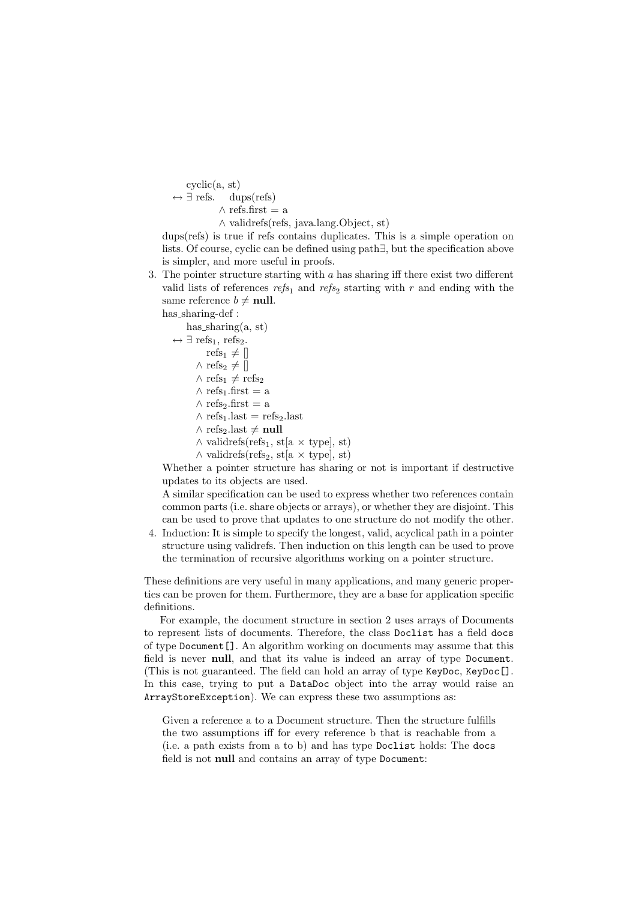$$
\begin{aligned}
&\text{cyclic(a, st)} \\
\leftrightarrow\ &\exists\ \text{refs.}\quad \text{dups(refs)} \\
&\qquad\quad \wedge\ \text{refs.first} = \text{a} \\
&\qquad\quad \wedge\ \text{validrefs(refs, java.lang.Object, st)}
\end{aligned}
$$

dups(refs) is true if refs contains duplicates. This is a simple operation on lists. Of course, cyclic can be defined using path∃, but the specification above is simpler, and more useful in proofs.

3. The pointer structure starting with $a$ has sharing iff there exist two different valid lists of references $refs_1$ and $refs_2$ starting with $r$ and ending with the same reference $b \neq \mathbf{null}$.

   has_sharing-def :

$$
\begin{aligned}
&\text{has\_sharing(a, st)} \\
\leftrightarrow\ &\exists\ \text{refs}_1, \text{refs}_2. \\
&\qquad \text{refs}_1 \neq [] \\
&\quad \wedge\ \text{refs}_2 \neq [] \\
&\quad \wedge\ \text{refs}_1 \neq \text{refs}_2 \\
&\quad \wedge\ \text{refs}_1.\text{first} = \text{a} \\
&\quad \wedge\ \text{refs}_2.\text{first} = \text{a} \\
&\quad \wedge\ \text{refs}_1.\text{last} = \text{refs}_2.\text{last} \\
&\quad \wedge\ \text{refs}_2.\text{last} \neq \mathbf{null} \\
&\quad \wedge\ \text{validrefs}(\text{refs}_1, \text{st[a} \times \text{type], st)} \\
&\quad \wedge\ \text{validrefs}(\text{refs}_2, \text{st[a} \times \text{type], st)}
\end{aligned}
$$

   Whether a pointer structure has sharing or not is important if destructive updates to its objects are used.

   A similar specification can be used to express whether two references contain common parts (i.e. share objects or arrays), or whether they are disjoint. This can be used to prove that updates to one structure do not modify the other.

4. Induction: It is simple to specify the longest, valid, acyclical path in a pointer structure using validrefs. Then induction on this length can be used to prove the termination of recursive algorithms working on a pointer structure.

These definitions are very useful in many applications, and many generic properties can be proven for them. Furthermore, they are a base for application specific definitions.

For example, the document structure in section 2 uses arrays of Documents to represent lists of documents. Therefore, the class `Doclist` has a field `docs` of type `Document[]`. An algorithm working on documents may assume that this field is never **null**, and that its value is indeed an array of type `Document`. (This is not guaranteed. The field can hold an array of type `KeyDoc`, `KeyDoc[]`. In this case, trying to put a `DataDoc` object into the array would raise an `ArrayStoreException`). We can express these two assumptions as:

> Given a reference a to a Document structure. Then the structure fulfills the two assumptions iff for every reference b that is reachable from a (i.e. a path exists from a to b) and has type `Doclist` holds: The `docs` field is not **null** and contains an array of type `Document`: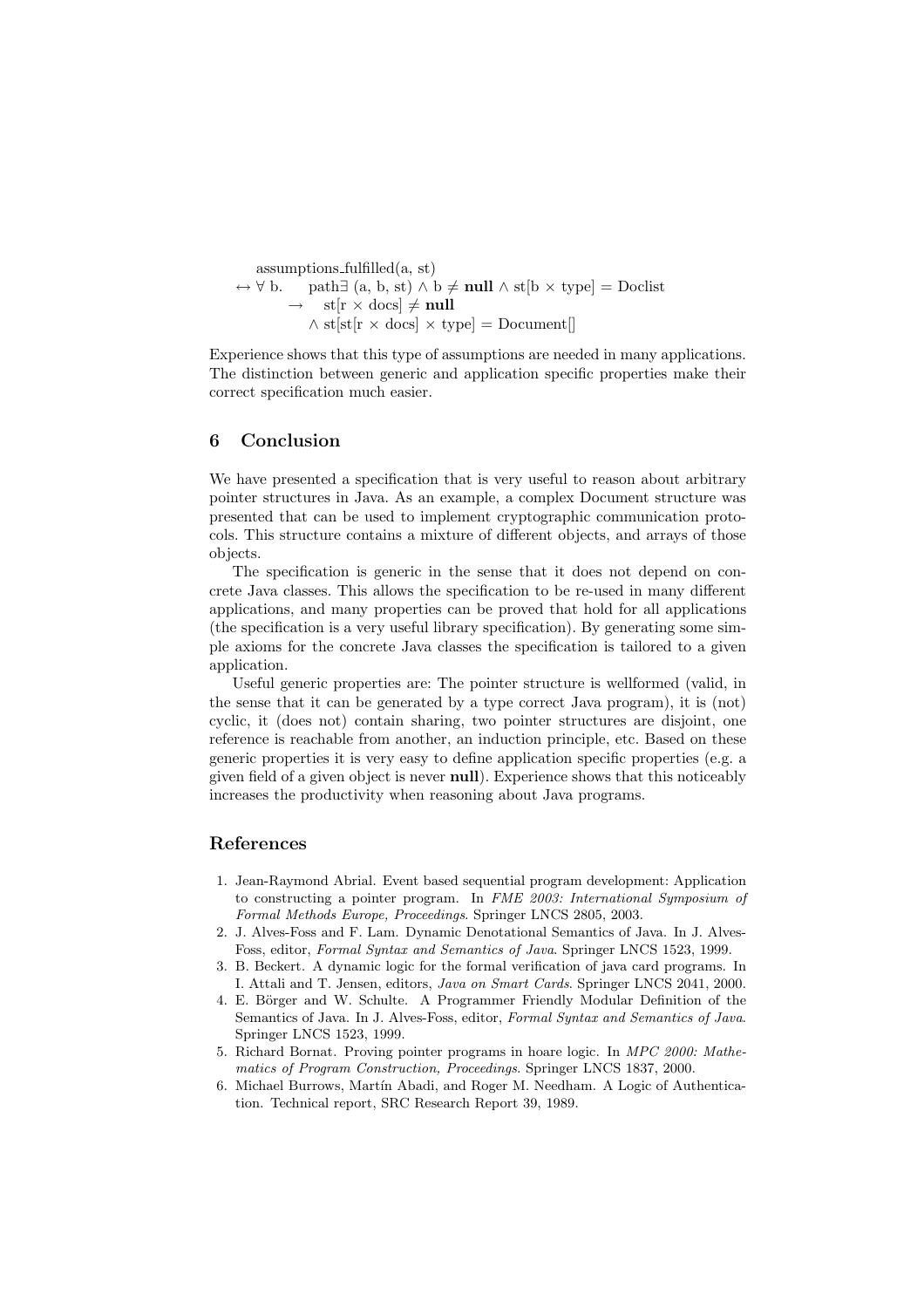$$
\begin{array}{l}
\text{assumptions\_fulfilled(a, st)} \\
\leftrightarrow \forall\ \text{b.} \quad \text{path}\exists\ \text{(a, b, st)} \land \text{b} \neq \textbf{null} \land \text{st[b} \times \text{type]} = \text{Doclist} \\
\qquad \rightarrow \quad \text{st[r} \times \text{docs]} \neq \textbf{null} \\
\qquad\qquad \land\ \text{st[st[r} \times \text{docs]} \times \text{type]} = \text{Document[]}
\end{array}
$$

Experience shows that this type of assumptions are needed in many applications. The distinction between generic and application specific properties make their correct specification much easier.

## 6 Conclusion

We have presented a specification that is very useful to reason about arbitrary pointer structures in Java. As an example, a complex Document structure was presented that can be used to implement cryptographic communication protocols. This structure contains a mixture of different objects, and arrays of those objects.

The specification is generic in the sense that it does not depend on concrete Java classes. This allows the specification to be re-used in many different applications, and many properties can be proved that hold for all applications (the specification is a very useful library specification). By generating some simple axioms for the concrete Java classes the specification is tailored to a given application.

Useful generic properties are: The pointer structure is wellformed (valid, in the sense that it can be generated by a type correct Java program), it is (not) cyclic, it (does not) contain sharing, two pointer structures are disjoint, one reference is reachable from another, an induction principle, etc. Based on these generic properties it is very easy to define application specific properties (e.g. a given field of a given object is never **null**). Experience shows that this noticeably increases the productivity when reasoning about Java programs.

## References

1. Jean-Raymond Abrial. Event based sequential program development: Application to constructing a pointer program. In *FME 2003: International Symposium of Formal Methods Europe, Proceedings*. Springer LNCS 2805, 2003.
2. J. Alves-Foss and F. Lam. Dynamic Denotational Semantics of Java. In J. Alves-Foss, editor, *Formal Syntax and Semantics of Java*. Springer LNCS 1523, 1999.
3. B. Beckert. A dynamic logic for the formal verification of java card programs. In I. Attali and T. Jensen, editors, *Java on Smart Cards*. Springer LNCS 2041, 2000.
4. E. Börger and W. Schulte. A Programmer Friendly Modular Definition of the Semantics of Java. In J. Alves-Foss, editor, *Formal Syntax and Semantics of Java*. Springer LNCS 1523, 1999.
5. Richard Bornat. Proving pointer programs in hoare logic. In *MPC 2000: Mathematics of Program Construction, Proceedings*. Springer LNCS 1837, 2000.
6. Michael Burrows, Martín Abadi, and Roger M. Needham. A Logic of Authentication. Technical report, SRC Research Report 39, 1989.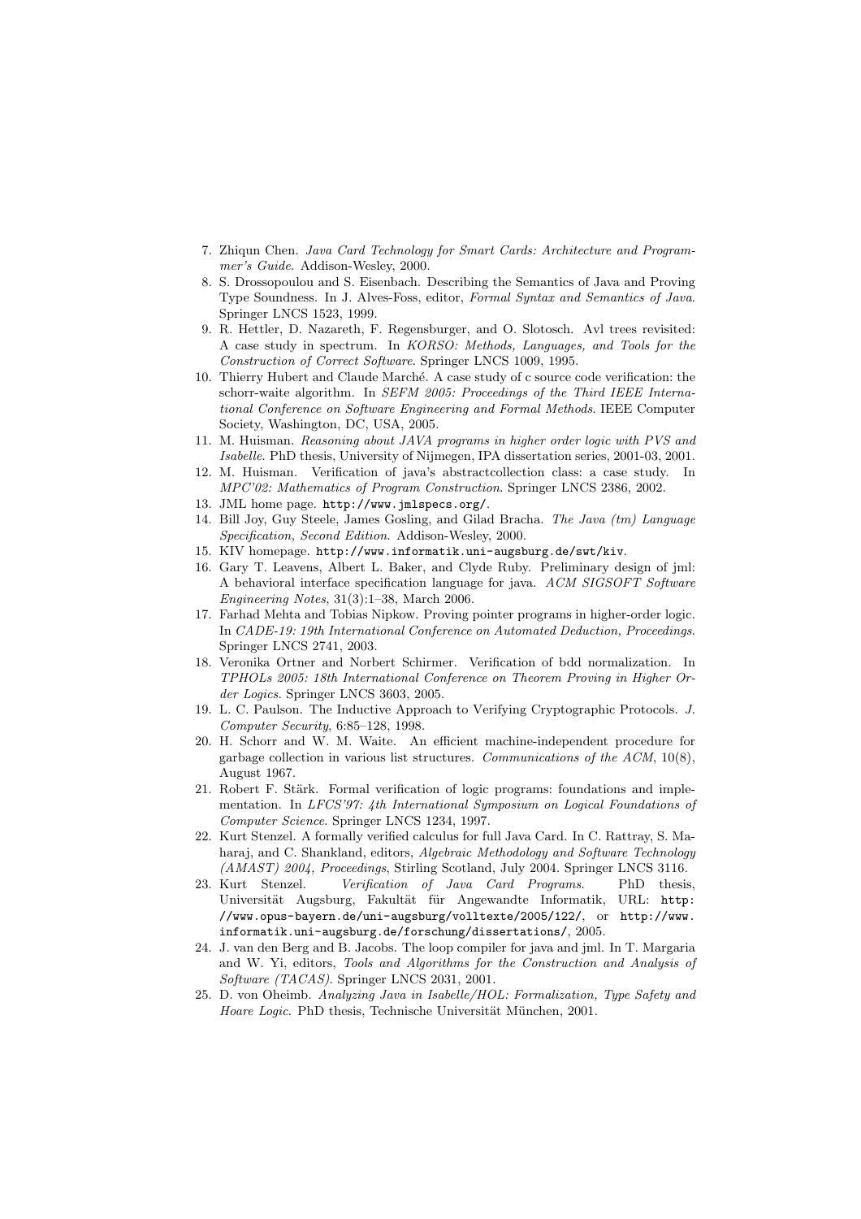7. Zhiqun Chen. *Java Card Technology for Smart Cards: Architecture and Programmer's Guide*. Addison-Wesley, 2000.
8. S. Drossopoulou and S. Eisenbach. Describing the Semantics of Java and Proving Type Soundness. In J. Alves-Foss, editor, *Formal Syntax and Semantics of Java*. Springer LNCS 1523, 1999.
9. R. Hettler, D. Nazareth, F. Regensburger, and O. Slotosch. Avl trees revisited: A case study in spectrum. In *KORSO: Methods, Languages, and Tools for the Construction of Correct Software*. Springer LNCS 1009, 1995.
10. Thierry Hubert and Claude Marché. A case study of c source code verification: the schorr-waite algorithm. In *SEFM 2005: Proceedings of the Third IEEE International Conference on Software Engineering and Formal Methods*. IEEE Computer Society, Washington, DC, USA, 2005.
11. M. Huisman. *Reasoning about JAVA programs in higher order logic with PVS and Isabelle*. PhD thesis, University of Nijmegen, IPA dissertation series, 2001-03, 2001.
12. M. Huisman. Verification of java's abstractcollection class: a case study. In *MPC'02: Mathematics of Program Construction*. Springer LNCS 2386, 2002.
13. JML home page. `http://www.jmlspecs.org/`.
14. Bill Joy, Guy Steele, James Gosling, and Gilad Bracha. *The Java (tm) Language Specification, Second Edition*. Addison-Wesley, 2000.
15. KIV homepage. `http://www.informatik.uni-augsburg.de/swt/kiv`.
16. Gary T. Leavens, Albert L. Baker, and Clyde Ruby. Preliminary design of jml: A behavioral interface specification language for java. *ACM SIGSOFT Software Engineering Notes*, 31(3):1–38, March 2006.
17. Farhad Mehta and Tobias Nipkow. Proving pointer programs in higher-order logic. In *CADE-19: 19th International Conference on Automated Deduction, Proceedings*. Springer LNCS 2741, 2003.
18. Veronika Ortner and Norbert Schirmer. Verification of bdd normalization. In *TPHOLs 2005: 18th International Conference on Theorem Proving in Higher Order Logics*. Springer LNCS 3603, 2005.
19. L. C. Paulson. The Inductive Approach to Verifying Cryptographic Protocols. *J. Computer Security*, 6:85–128, 1998.
20. H. Schorr and W. M. Waite. An efficient machine-independent procedure for garbage collection in various list structures. *Communications of the ACM*, 10(8), August 1967.
21. Robert F. Stärk. Formal verification of logic programs: foundations and implementation. In *LFCS'97: 4th International Symposium on Logical Foundations of Computer Science*. Springer LNCS 1234, 1997.
22. Kurt Stenzel. A formally verified calculus for full Java Card. In C. Rattray, S. Maharaj, and C. Shankland, editors, *Algebraic Methodology and Software Technology (AMAST) 2004, Proceedings*, Stirling Scotland, July 2004. Springer LNCS 3116.
23. Kurt Stenzel. *Verification of Java Card Programs*. PhD thesis, Universität Augsburg, Fakultät für Angewandte Informatik, URL: `http://www.opus-bayern.de/uni-augsburg/volltexte/2005/122/`, or `http://www.informatik.uni-augsburg.de/forschung/dissertations/`, 2005.
24. J. van den Berg and B. Jacobs. The loop compiler for java and jml. In T. Margaria and W. Yi, editors, *Tools and Algorithms for the Construction and Analysis of Software (TACAS)*. Springer LNCS 2031, 2001.
25. D. von Oheimb. *Analyzing Java in Isabelle/HOL: Formalization, Type Safety and Hoare Logic*. PhD thesis, Technische Universität München, 2001.